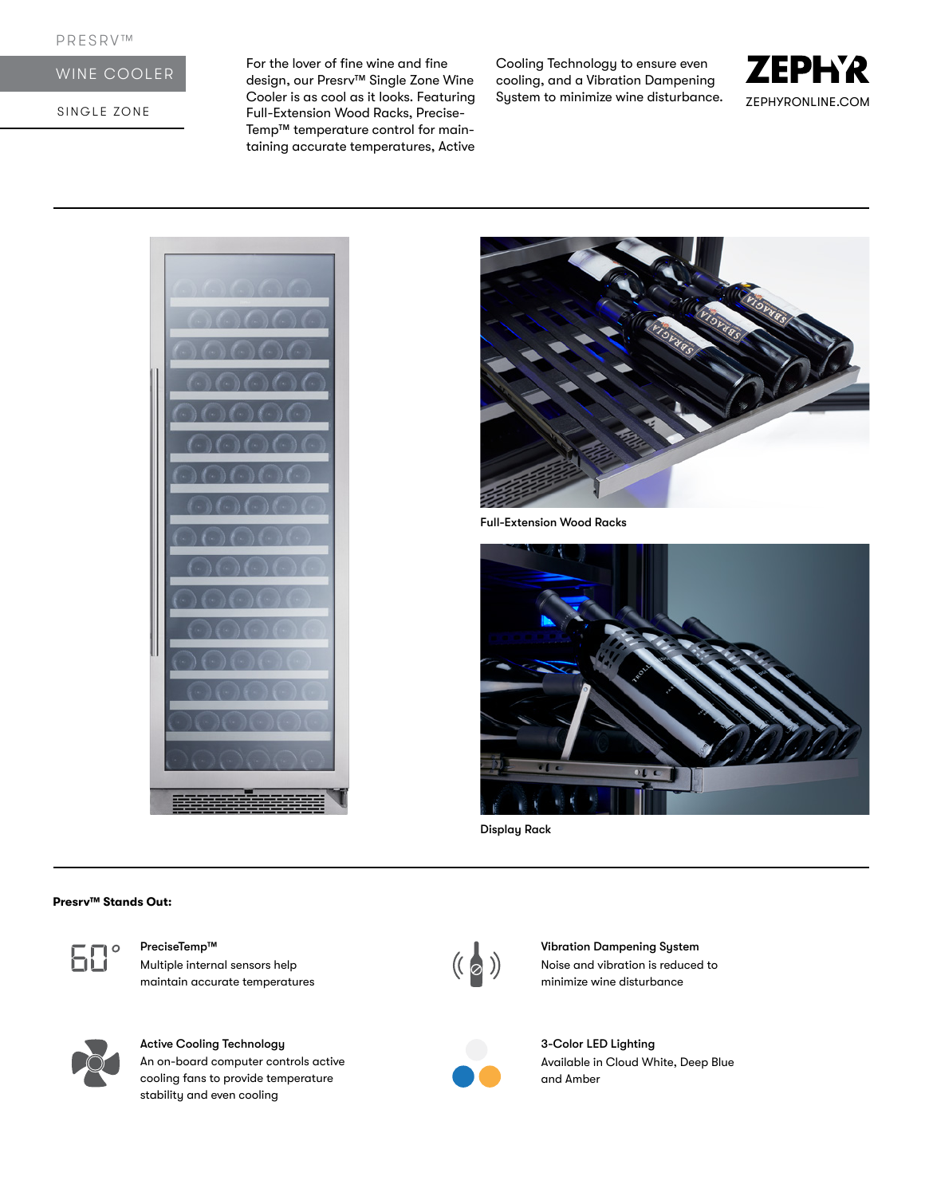PRESRV™

# WINE COOLER

SINGLE ZONE

For the lover of fine wine and fine design, our Presrv™ Single Zone Wine Cooler is as cool as it looks. Featuring Full-Extension Wood Racks, Precise-Temp™ temperature control for maintaining accurate temperatures, Active Cooling Technology to ensure even cooling, and a Vibration Dampening System to minimize wine disturbance.

ZEPHYR

ZEPHYRONLINE.COM

Full-Extension Wood Racks

Display Rack

**Presrv™ Stands Out:**

**PreciseTemp™**
Multiple internal sensors help maintain accurate temperatures

**Vibration Dampening System**
Noise and vibration is reduced to minimize wine disturbance

**Active Cooling Technology**
An on-board computer controls active cooling fans to provide temperature stability and even cooling

**3-Color LED Lighting**
Available in Cloud White, Deep Blue and Amber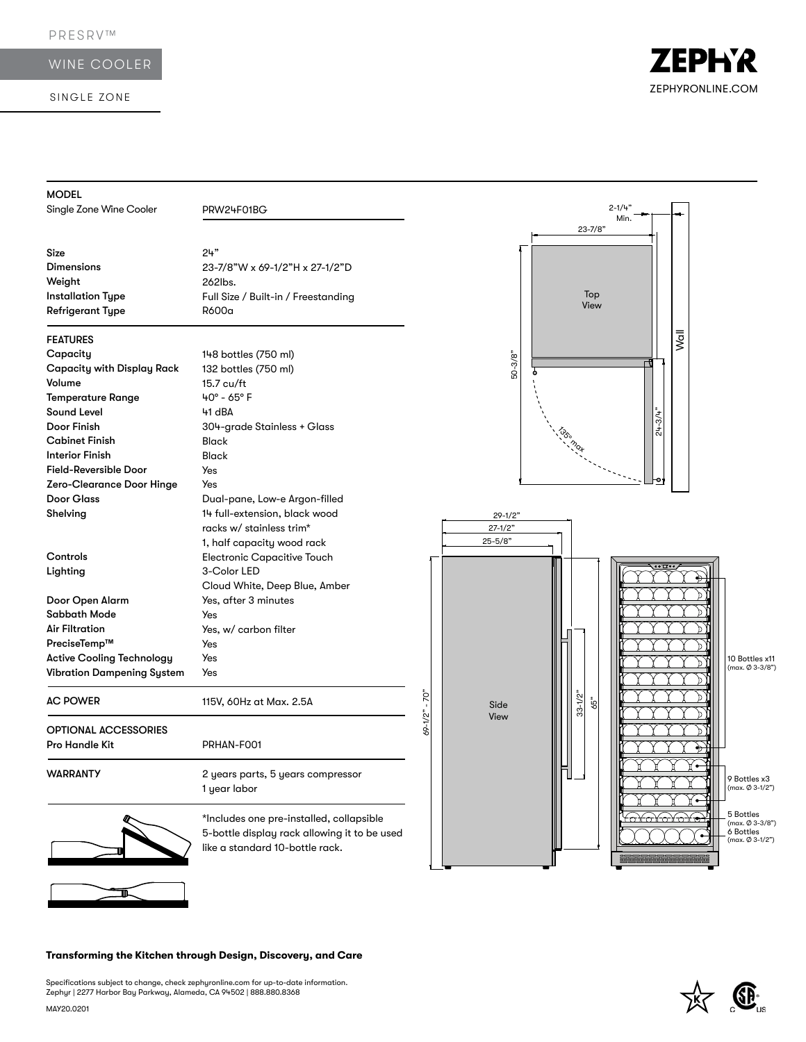PRESRV™

WINE COOLER

SINGLE ZONE

ZEPHYR

ZEPHYRONLINE.COM

| MODEL | |
|---|---|
| Single Zone Wine Cooler | PRW24F01BG |
| Size | 24" |
| Dimensions | 23-7/8"W x 69-1/2"H x 27-1/2"D |
| Weight | 262lbs. |
| Installation Type | Full Size / Built-in / Freestanding |
| Refrigerant Type | R600a |
| **FEATURES** | |
| Capacity | 148 bottles (750 ml) |
| Capacity with Display Rack | 132 bottles (750 ml) |
| Volume | 15.7 cu/ft |
| Temperature Range | 40° - 65° F |
| Sound Level | 41 dBA |
| Door Finish | 304-grade Stainless + Glass |
| Cabinet Finish | Black |
| Interior Finish | Black |
| Field-Reversible Door | Yes |
| Zero-Clearance Door Hinge | Yes |
| Door Glass | Dual-pane, Low-e Argon-filled |
| Shelving | 14 full-extension, black wood racks w/ stainless trim* 1, half capacity wood rack |
| Controls | Electronic Capacitive Touch |
| Lighting | 3-Color LED Cloud White, Deep Blue, Amber |
| Door Open Alarm | Yes, after 3 minutes |
| Sabbath Mode | Yes |
| Air Filtration | Yes, w/ carbon filter |
| PreciseTemp™ | Yes |
| Active Cooling Technology | Yes |
| Vibration Dampening System | Yes |
| **AC POWER** | 115V, 60Hz at Max. 2.5A |
| **OPTIONAL ACCESSORIES** | |
| Pro Handle Kit | PRHAN-F001 |
| **WARRANTY** | 2 years parts, 5 years compressor 1 year labor |

*Includes one pre-installed, collapsible 5-bottle display rack allowing it to be used like a standard 10-bottle rack.

2-1/4" Min.
23-7/8"
Top View
Wall
50-3/8"
24-3/4"
135° max
29-1/2"
27-1/2"
25-5/8"
Side View
69-1/2" - 70"
33-1/2"
65"
10 Bottles x11 (max. Ø 3-3/8")
9 Bottles x3 (max. Ø 3-1/2")
5 Bottles (max. Ø 3-3/8")
6 Bottles (max. Ø 3-1/2")

**Transforming the Kitchen through Design, Discovery, and Care**

Specifications subject to change, check zephyronline.com for up-to-date information.
Zephyr | 2277 Harbor Bay Parkway, Alameda, CA 94502 | 888.880.8368

MAY20.0201